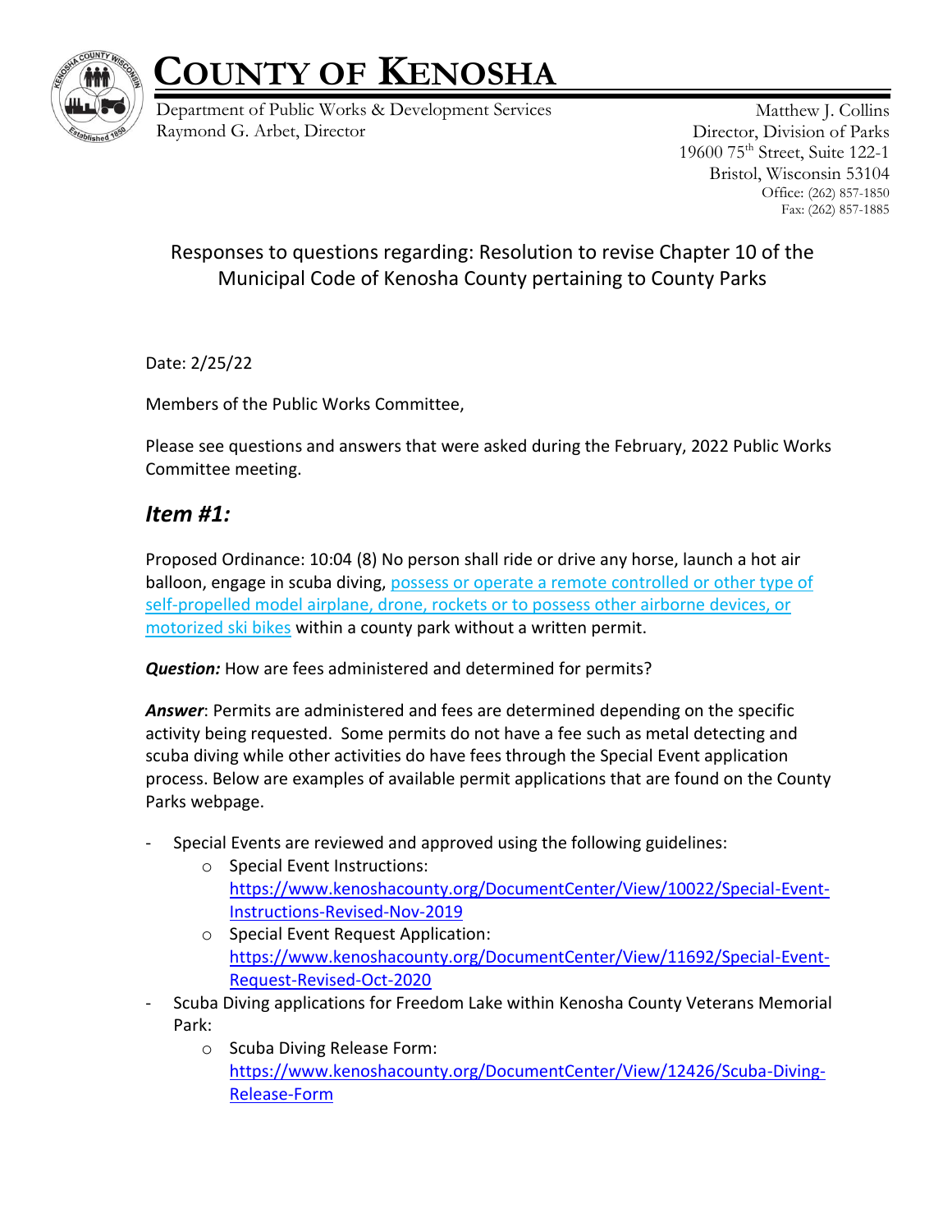# COUNTY OF KENOSHA

Department of Public Works & Development Services
Raymond G. Arbet, Director

Matthew J. Collins
Director, Division of Parks
19600 75th Street, Suite 122-1
Bristol, Wisconsin 53104
Office: (262) 857-1850
Fax: (262) 857-1885

## Responses to questions regarding: Resolution to revise Chapter 10 of the Municipal Code of Kenosha County pertaining to County Parks

Date: 2/25/22

Members of the Public Works Committee,

Please see questions and answers that were asked during the February, 2022 Public Works Committee meeting.

## *Item #1:*

Proposed Ordinance: 10:04 (8) No person shall ride or drive any horse, launch a hot air balloon, engage in scuba diving, possess or operate a remote controlled or other type of self-propelled model airplane, drone, rockets or to possess other airborne devices, or motorized ski bikes within a county park without a written permit.

***Question:*** How are fees administered and determined for permits?

***Answer***: Permits are administered and fees are determined depending on the specific activity being requested. Some permits do not have a fee such as metal detecting and scuba diving while other activities do have fees through the Special Event application process. Below are examples of available permit applications that are found on the County Parks webpage.

- Special Events are reviewed and approved using the following guidelines:
  - Special Event Instructions: https://www.kenoshacounty.org/DocumentCenter/View/10022/Special-Event-Instructions-Revised-Nov-2019
  - Special Event Request Application: https://www.kenoshacounty.org/DocumentCenter/View/11692/Special-Event-Request-Revised-Oct-2020
- Scuba Diving applications for Freedom Lake within Kenosha County Veterans Memorial Park:
  - Scuba Diving Release Form: https://www.kenoshacounty.org/DocumentCenter/View/12426/Scuba-Diving-Release-Form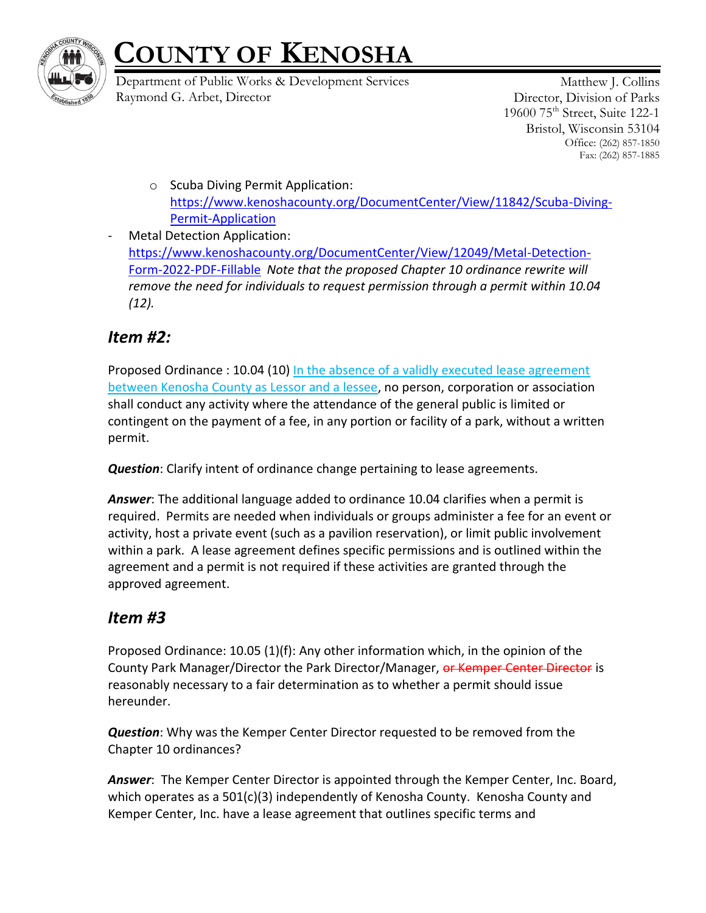- Scuba Diving Permit Application: https://www.kenoshacounty.org/DocumentCenter/View/11842/Scuba-Diving-Permit-Application

- Metal Detection Application: https://www.kenoshacounty.org/DocumentCenter/View/12049/Metal-Detection-Form-2022-PDF-Fillable *Note that the proposed Chapter 10 ordinance rewrite will remove the need for individuals to request permission through a permit within 10.04 (12).*

## *Item #2:*

Proposed Ordinance : 10.04 (10) In the absence of a validly executed lease agreement between Kenosha County as Lessor and a lessee, no person, corporation or association shall conduct any activity where the attendance of the general public is limited or contingent on the payment of a fee, in any portion or facility of a park, without a written permit.

***Question***: Clarify intent of ordinance change pertaining to lease agreements.

***Answer***: The additional language added to ordinance 10.04 clarifies when a permit is required. Permits are needed when individuals or groups administer a fee for an event or activity, host a private event (such as a pavilion reservation), or limit public involvement within a park. A lease agreement defines specific permissions and is outlined within the agreement and a permit is not required if these activities are granted through the approved agreement.

## *Item #3*

Proposed Ordinance: 10.05 (1)(f): Any other information which, in the opinion of the County Park Manager/Director the Park Director/Manager, ~~or Kemper Center Director~~ is reasonably necessary to a fair determination as to whether a permit should issue hereunder.

***Question***: Why was the Kemper Center Director requested to be removed from the Chapter 10 ordinances?

***Answer***: The Kemper Center Director is appointed through the Kemper Center, Inc. Board, which operates as a 501(c)(3) independently of Kenosha County. Kenosha County and Kemper Center, Inc. have a lease agreement that outlines specific terms and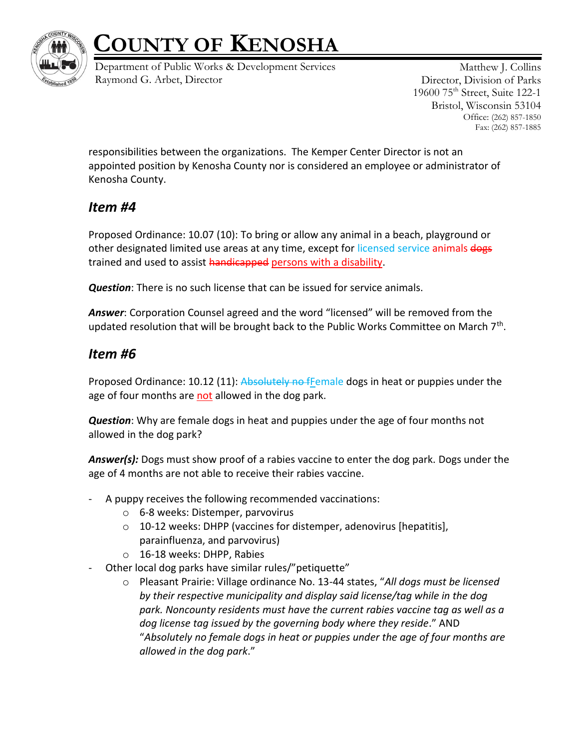responsibilities between the organizations. The Kemper Center Director is not an appointed position by Kenosha County nor is considered an employee or administrator of Kenosha County.

## *Item #4*

Proposed Ordinance: 10.07 (10): To bring or allow any animal in a beach, playground or other designated limited use areas at any time, except for licensed service animals ~~dogs~~ trained and used to assist ~~handicapped~~ persons with a disability.

***Question***: There is no such license that can be issued for service animals.

***Answer***: Corporation Counsel agreed and the word "licensed" will be removed from the updated resolution that will be brought back to the Public Works Committee on March 7th.

## *Item #6*

Proposed Ordinance: 10.12 (11): ~~Absolutely no f~~Female dogs in heat or puppies under the age of four months are not allowed in the dog park.

***Question***: Why are female dogs in heat and puppies under the age of four months not allowed in the dog park?

***Answer(s):*** Dogs must show proof of a rabies vaccine to enter the dog park. Dogs under the age of 4 months are not able to receive their rabies vaccine.

- A puppy receives the following recommended vaccinations:
  - 6-8 weeks: Distemper, parvovirus
  - 10-12 weeks: DHPP (vaccines for distemper, adenovirus [hepatitis], parainfluenza, and parvovirus)
  - 16-18 weeks: DHPP, Rabies
- Other local dog parks have similar rules/"petiquette"
  - Pleasant Prairie: Village ordinance No. 13-44 states, "*All dogs must be licensed by their respective municipality and display said license/tag while in the dog park. Noncounty residents must have the current rabies vaccine tag as well as a dog license tag issued by the governing body where they reside*." AND "*Absolutely no female dogs in heat or puppies under the age of four months are allowed in the dog park*."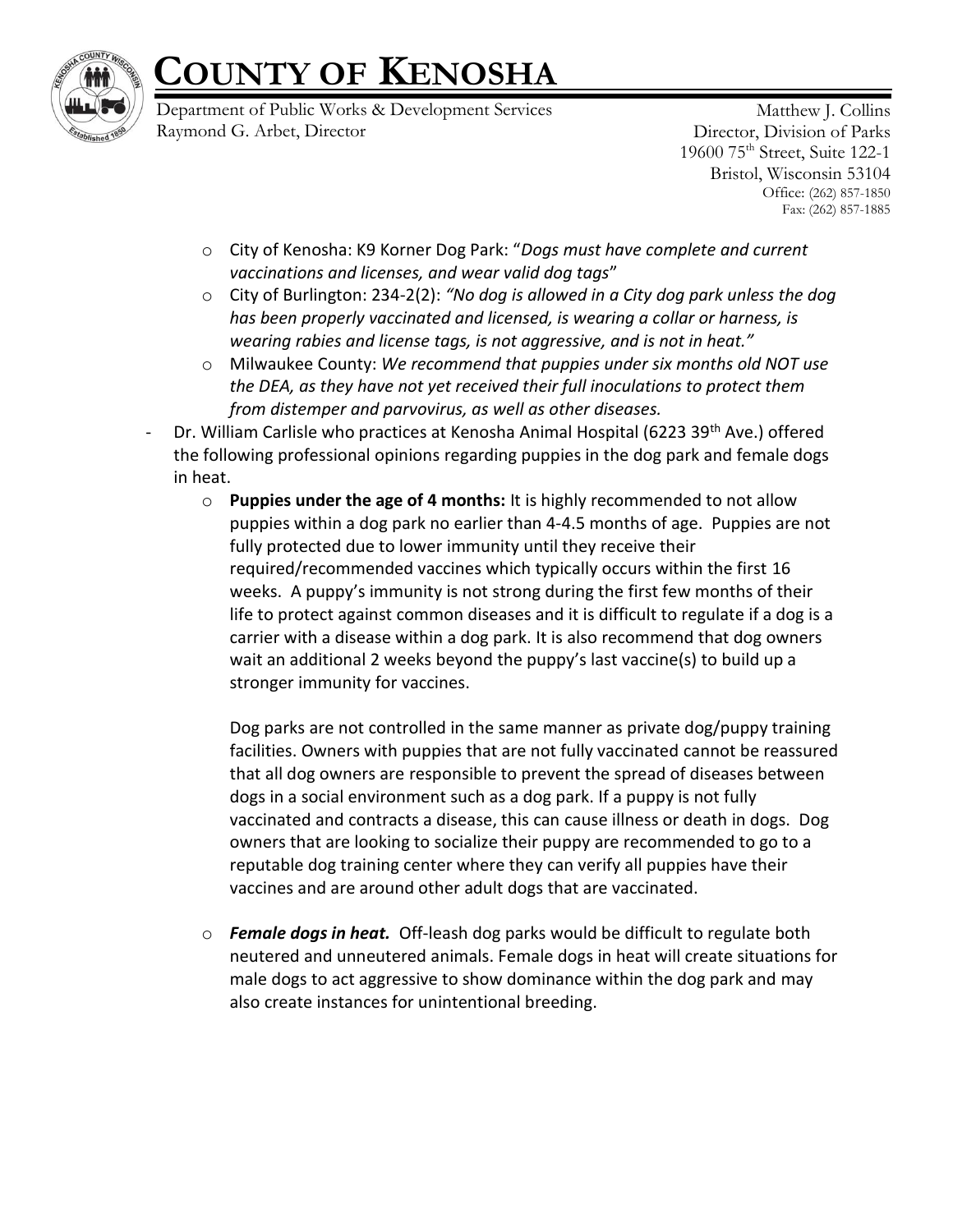# County of Kenosha

Department of Public Works & Development Services
Raymond G. Arbet, Director

Matthew J. Collins
Director, Division of Parks
19600 75th Street, Suite 122-1
Bristol, Wisconsin 53104
Office: (262) 857-1850
Fax: (262) 857-1885

- City of Kenosha: K9 Korner Dog Park: "*Dogs must have complete and current vaccinations and licenses, and wear valid dog tags*"
- City of Burlington: 234-2(2): *"No dog is allowed in a City dog park unless the dog has been properly vaccinated and licensed, is wearing a collar or harness, is wearing rabies and license tags, is not aggressive, and is not in heat."*
- Milwaukee County: *We recommend that puppies under six months old NOT use the DEA, as they have not yet received their full inoculations to protect them from distemper and parvovirus, as well as other diseases.*

- Dr. William Carlisle who practices at Kenosha Animal Hospital (6223 39th Ave.) offered the following professional opinions regarding puppies in the dog park and female dogs in heat.
  - **Puppies under the age of 4 months:** It is highly recommended to not allow puppies within a dog park no earlier than 4-4.5 months of age. Puppies are not fully protected due to lower immunity until they receive their required/recommended vaccines which typically occurs within the first 16 weeks. A puppy's immunity is not strong during the first few months of their life to protect against common diseases and it is difficult to regulate if a dog is a carrier with a disease within a dog park. It is also recommend that dog owners wait an additional 2 weeks beyond the puppy's last vaccine(s) to build up a stronger immunity for vaccines.

    Dog parks are not controlled in the same manner as private dog/puppy training facilities. Owners with puppies that are not fully vaccinated cannot be reassured that all dog owners are responsible to prevent the spread of diseases between dogs in a social environment such as a dog park. If a puppy is not fully vaccinated and contracts a disease, this can cause illness or death in dogs. Dog owners that are looking to socialize their puppy are recommended to go to a reputable dog training center where they can verify all puppies have their vaccines and are around other adult dogs that are vaccinated.

  - ***Female dogs in heat.*** Off-leash dog parks would be difficult to regulate both neutered and unneutered animals. Female dogs in heat will create situations for male dogs to act aggressive to show dominance within the dog park and may also create instances for unintentional breeding.